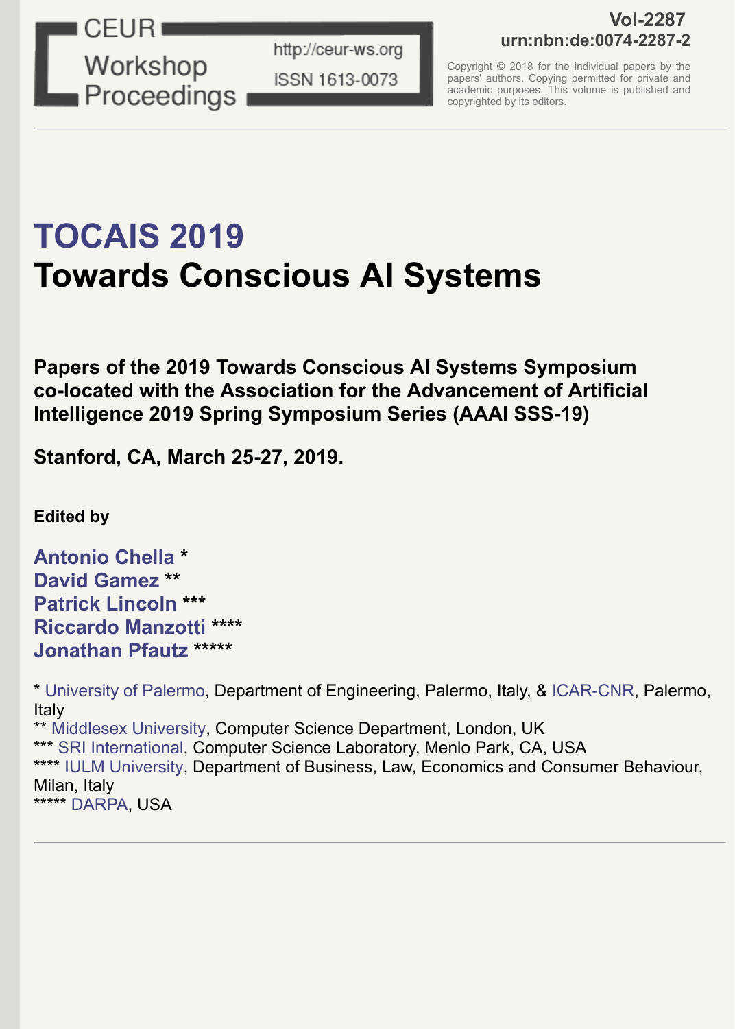CEUR Workshop Proceedings

http://ceur-ws.org
ISSN 1613-0073

**Vol-2287**
**urn:nbn:de:0074-2287-2**

Copyright © 2018 for the individual papers by the papers' authors. Copying permitted for private and academic purposes. This volume is published and copyrighted by its editors.

# TOCAIS 2019
# Towards Conscious AI Systems

**Papers of the 2019 Towards Conscious AI Systems Symposium co-located with the Association for the Advancement of Artificial Intelligence 2019 Spring Symposium Series (AAAI SSS-19)**

**Stanford, CA, March 25-27, 2019.**

**Edited by**

**Antonio Chella** *
**David Gamez** **
**Patrick Lincoln** ***
**Riccardo Manzotti** ****
**Jonathan Pfautz** *****

* University of Palermo, Department of Engineering, Palermo, Italy, & ICAR-CNR, Palermo, Italy
** Middlesex University, Computer Science Department, London, UK
*** SRI International, Computer Science Laboratory, Menlo Park, CA, USA
**** IULM University, Department of Business, Law, Economics and Consumer Behaviour, Milan, Italy
***** DARPA, USA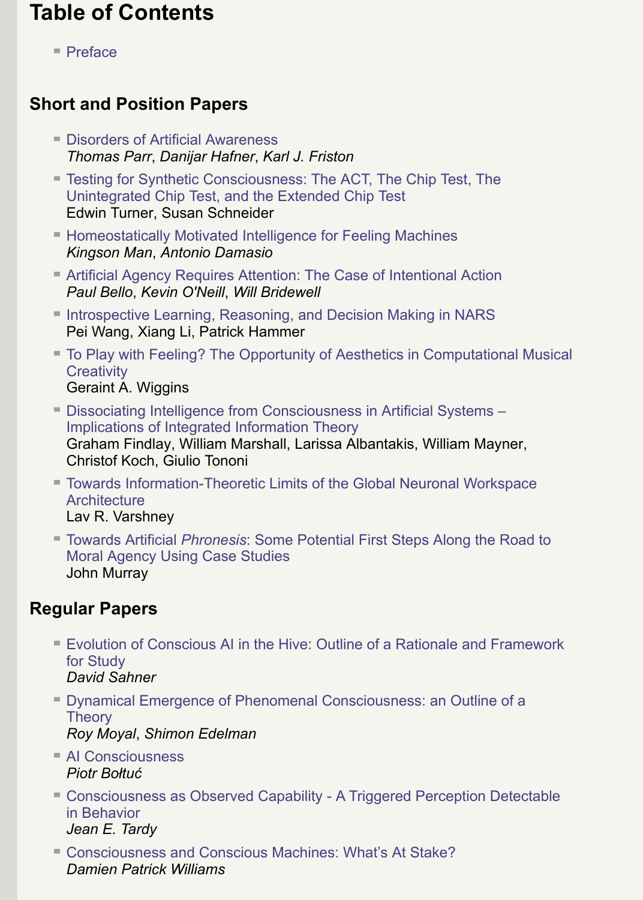# Table of Contents

- Preface

## Short and Position Papers

- Disorders of Artificial Awareness
  *Thomas Parr, Danijar Hafner, Karl J. Friston*
- Testing for Synthetic Consciousness: The ACT, The Chip Test, The Unintegrated Chip Test, and the Extended Chip Test
  Edwin Turner, Susan Schneider
- Homeostatically Motivated Intelligence for Feeling Machines
  *Kingson Man, Antonio Damasio*
- Artificial Agency Requires Attention: The Case of Intentional Action
  *Paul Bello, Kevin O'Neill, Will Bridewell*
- Introspective Learning, Reasoning, and Decision Making in NARS
  Pei Wang, Xiang Li, Patrick Hammer
- To Play with Feeling? The Opportunity of Aesthetics in Computational Musical Creativity
  Geraint A. Wiggins
- Dissociating Intelligence from Consciousness in Artificial Systems – Implications of Integrated Information Theory
  Graham Findlay, William Marshall, Larissa Albantakis, William Mayner, Christof Koch, Giulio Tononi
- Towards Information-Theoretic Limits of the Global Neuronal Workspace Architecture
  Lav R. Varshney
- Towards Artificial *Phronesis*: Some Potential First Steps Along the Road to Moral Agency Using Case Studies
  John Murray

## Regular Papers

- Evolution of Conscious AI in the Hive: Outline of a Rationale and Framework for Study
  *David Sahner*
- Dynamical Emergence of Phenomenal Consciousness: an Outline of a Theory
  *Roy Moyal, Shimon Edelman*
- AI Consciousness
  *Piotr Bołtuć*
- Consciousness as Observed Capability - A Triggered Perception Detectable in Behavior
  *Jean E. Tardy*
- Consciousness and Conscious Machines: What's At Stake?
  *Damien Patrick Williams*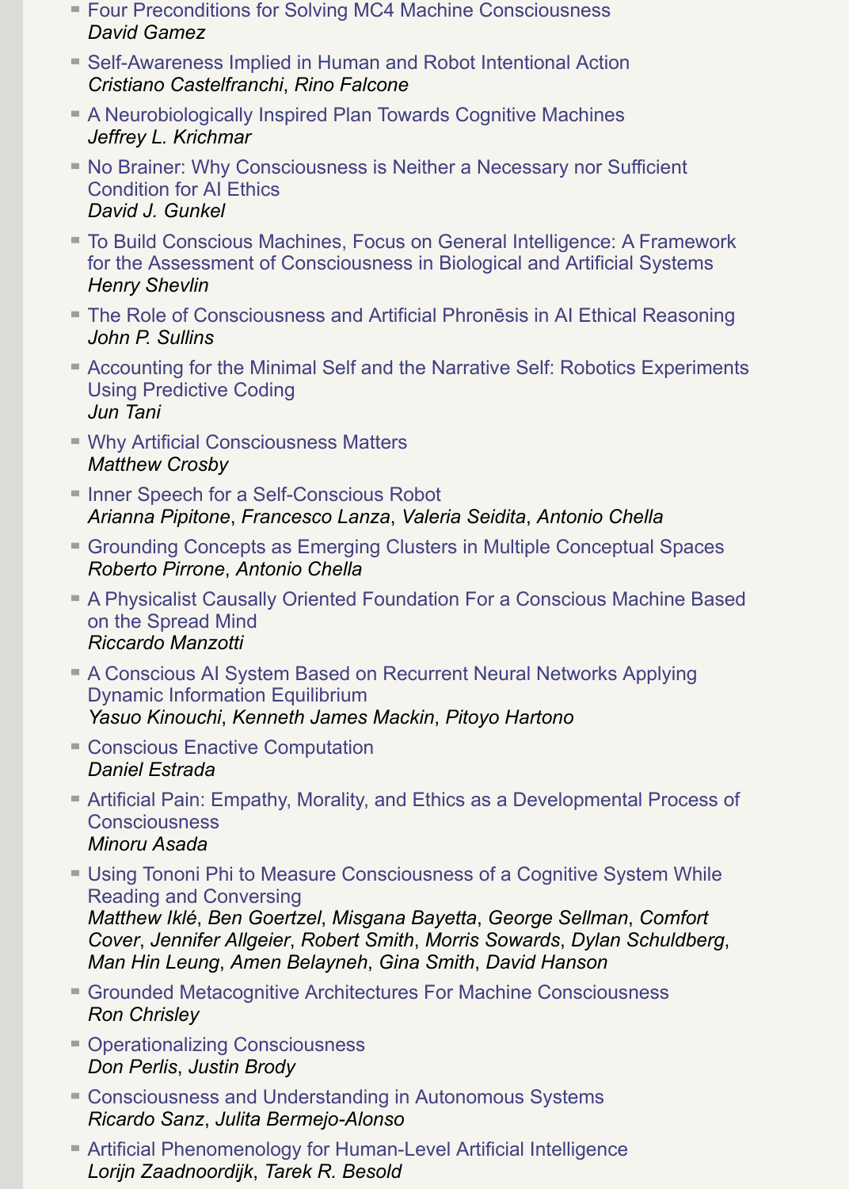- Four Preconditions for Solving MC4 Machine Consciousness
  *David Gamez*
- Self-Awareness Implied in Human and Robot Intentional Action
  *Cristiano Castelfranchi*, *Rino Falcone*
- A Neurobiologically Inspired Plan Towards Cognitive Machines
  *Jeffrey L. Krichmar*
- No Brainer: Why Consciousness is Neither a Necessary nor Sufficient Condition for AI Ethics
  *David J. Gunkel*
- To Build Conscious Machines, Focus on General Intelligence: A Framework for the Assessment of Consciousness in Biological and Artificial Systems
  *Henry Shevlin*
- The Role of Consciousness and Artificial Phronēsis in AI Ethical Reasoning
  *John P. Sullins*
- Accounting for the Minimal Self and the Narrative Self: Robotics Experiments Using Predictive Coding
  *Jun Tani*
- Why Artificial Consciousness Matters
  *Matthew Crosby*
- Inner Speech for a Self-Conscious Robot
  *Arianna Pipitone*, *Francesco Lanza*, *Valeria Seidita*, *Antonio Chella*
- Grounding Concepts as Emerging Clusters in Multiple Conceptual Spaces
  *Roberto Pirrone*, *Antonio Chella*
- A Physicalist Causally Oriented Foundation For a Conscious Machine Based on the Spread Mind
  *Riccardo Manzotti*
- A Conscious AI System Based on Recurrent Neural Networks Applying Dynamic Information Equilibrium
  *Yasuo Kinouchi*, *Kenneth James Mackin*, *Pitoyo Hartono*
- Conscious Enactive Computation
  *Daniel Estrada*
- Artificial Pain: Empathy, Morality, and Ethics as a Developmental Process of Consciousness
  *Minoru Asada*
- Using Tononi Phi to Measure Consciousness of a Cognitive System While Reading and Conversing
  *Matthew Iklé*, *Ben Goertzel*, *Misgana Bayetta*, *George Sellman*, *Comfort Cover*, *Jennifer Allgeier*, *Robert Smith*, *Morris Sowards*, *Dylan Schuldberg*, *Man Hin Leung*, *Amen Belayneh*, *Gina Smith*, *David Hanson*
- Grounded Metacognitive Architectures For Machine Consciousness
  *Ron Chrisley*
- Operationalizing Consciousness
  *Don Perlis*, *Justin Brody*
- Consciousness and Understanding in Autonomous Systems
  *Ricardo Sanz*, *Julita Bermejo-Alonso*
- Artificial Phenomenology for Human-Level Artificial Intelligence
  *Lorijn Zaadnoordijk*, *Tarek R. Besold*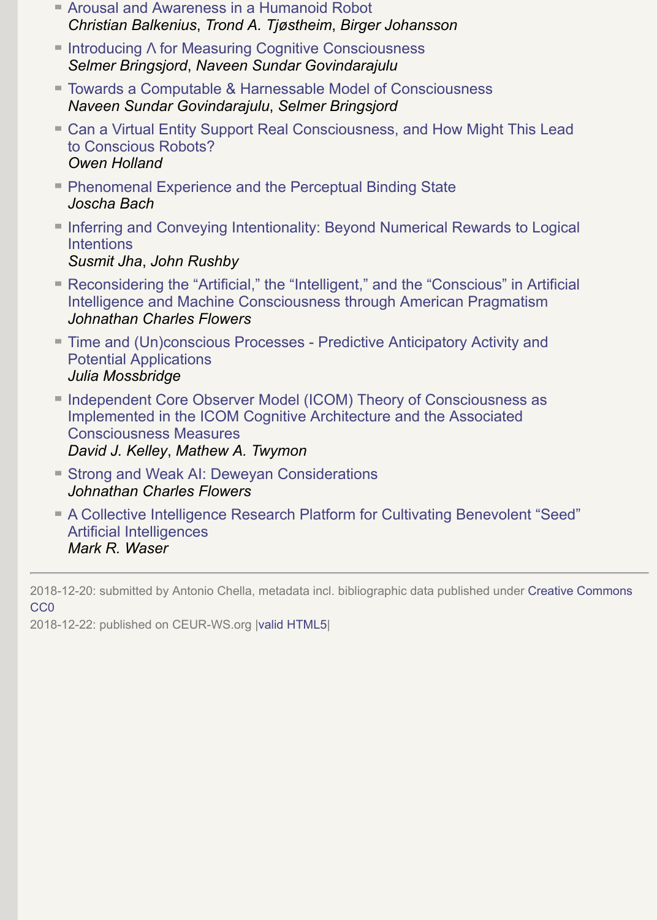- Arousal and Awareness in a Humanoid Robot
  *Christian Balkenius*, *Trond A. Tjøstheim*, *Birger Johansson*
- Introducing Λ for Measuring Cognitive Consciousness
  *Selmer Bringsjord*, *Naveen Sundar Govindarajulu*
- Towards a Computable & Harnessable Model of Consciousness
  *Naveen Sundar Govindarajulu*, *Selmer Bringsjord*
- Can a Virtual Entity Support Real Consciousness, and How Might This Lead to Conscious Robots?
  *Owen Holland*
- Phenomenal Experience and the Perceptual Binding State
  *Joscha Bach*
- Inferring and Conveying Intentionality: Beyond Numerical Rewards to Logical Intentions
  *Susmit Jha*, *John Rushby*
- Reconsidering the "Artificial," the "Intelligent," and the "Conscious" in Artificial Intelligence and Machine Consciousness through American Pragmatism
  *Johnathan Charles Flowers*
- Time and (Un)conscious Processes - Predictive Anticipatory Activity and Potential Applications
  *Julia Mossbridge*
- Independent Core Observer Model (ICOM) Theory of Consciousness as Implemented in the ICOM Cognitive Architecture and the Associated Consciousness Measures
  *David J. Kelley*, *Mathew A. Twymon*
- Strong and Weak AI: Deweyan Considerations
  *Johnathan Charles Flowers*
- A Collective Intelligence Research Platform for Cultivating Benevolent "Seed" Artificial Intelligences
  *Mark R. Waser*

---

2018-12-20: submitted by Antonio Chella, metadata incl. bibliographic data published under Creative Commons CC0
2018-12-22: published on CEUR-WS.org |valid HTML5|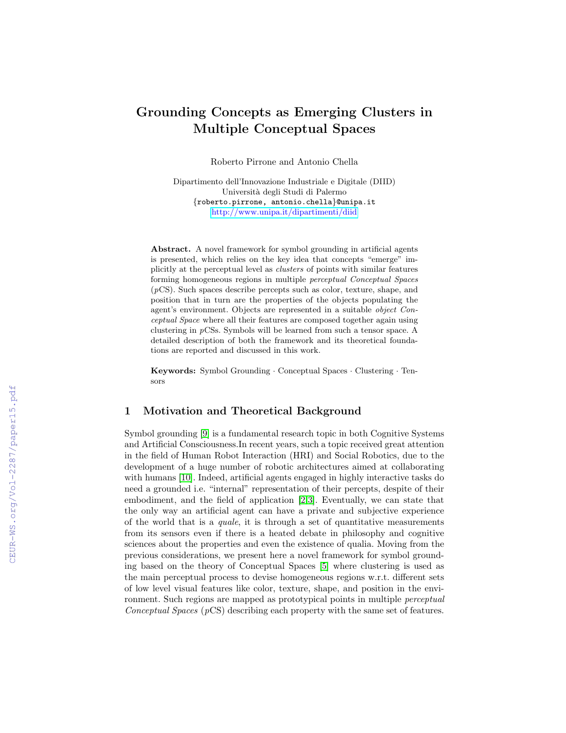# Grounding Concepts as Emerging Clusters in Multiple Conceptual Spaces

Roberto Pirrone and Antonio Chella

Dipartimento dell'Innovazione Industriale e Digitale (DIID)
Università degli Studi di Palermo
{roberto.pirrone, antonio.chella}@unipa.it
http://www.unipa.it/dipartimenti/diid

**Abstract.** A novel framework for symbol grounding in artificial agents is presented, which relies on the key idea that concepts "emerge" implicitly at the perceptual level as *clusters* of points with similar features forming homogeneous regions in multiple *perceptual Conceptual Spaces* (*p*CS). Such spaces describe percepts such as color, texture, shape, and position that in turn are the properties of the objects populating the agent's environment. Objects are represented in a suitable *object Conceptual Space* where all their features are composed together again using clustering in *p*CSs. Symbols will be learned from such a tensor space. A detailed description of both the framework and its theoretical foundations are reported and discussed in this work.

**Keywords:** Symbol Grounding · Conceptual Spaces · Clustering · Tensors

## 1 Motivation and Theoretical Background

Symbol grounding [9] is a fundamental research topic in both Cognitive Systems and Artificial Consciousness.In recent years, such a topic received great attention in the field of Human Robot Interaction (HRI) and Social Robotics, due to the development of a huge number of robotic architectures aimed at collaborating with humans [10]. Indeed, artificial agents engaged in highly interactive tasks do need a grounded i.e. "internal" representation of their percepts, despite of their embodiment, and the field of application [2,3]. Eventually, we can state that the only way an artificial agent can have a private and subjective experience of the world that is a *quale*, it is through a set of quantitative measurements from its sensors even if there is a heated debate in philosophy and cognitive sciences about the properties and even the existence of qualia. Moving from the previous considerations, we present here a novel framework for symbol grounding based on the theory of Conceptual Spaces [5] where clustering is used as the main perceptual process to devise homogeneous regions w.r.t. different sets of low level visual features like color, texture, shape, and position in the environment. Such regions are mapped as prototypical points in multiple *perceptual Conceptual Spaces* (*p*CS) describing each property with the same set of features.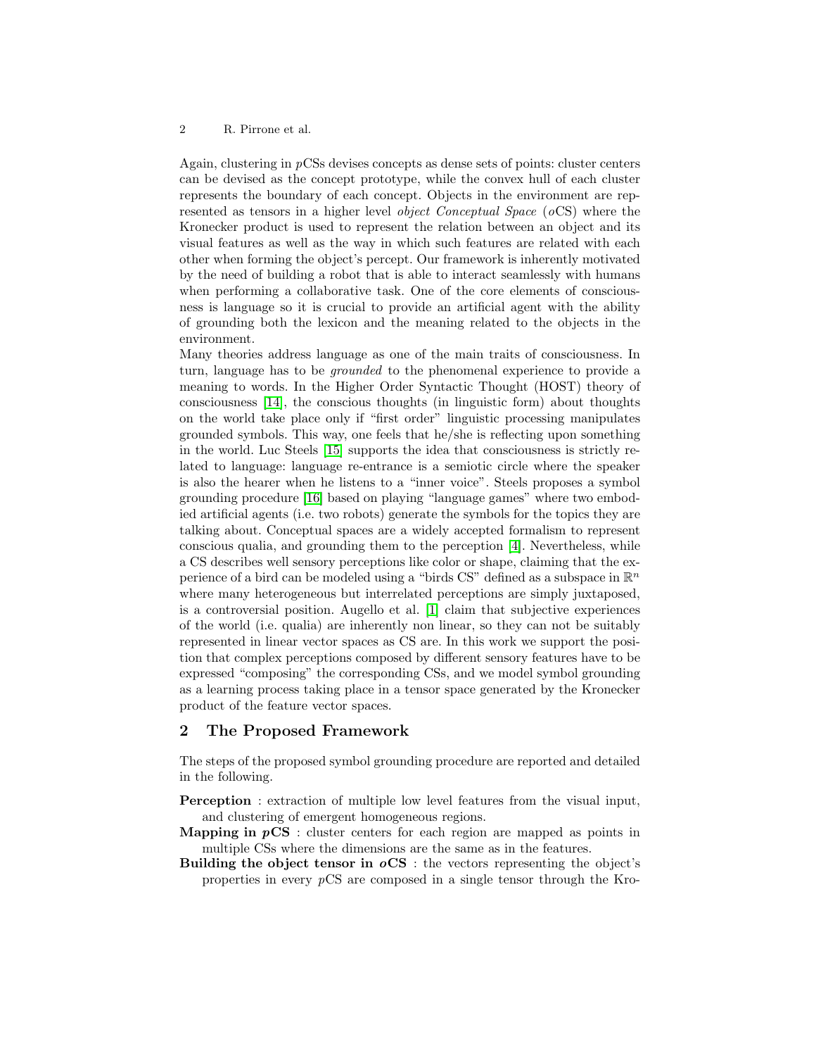Again, clustering in $p$CSs devises concepts as dense sets of points: cluster centers can be devised as the concept prototype, while the convex hull of each cluster represents the boundary of each concept. Objects in the environment are represented as tensors in a higher level *object Conceptual Space* ($o$CS) where the Kronecker product is used to represent the relation between an object and its visual features as well as the way in which such features are related with each other when forming the object's percept. Our framework is inherently motivated by the need of building a robot that is able to interact seamlessly with humans when performing a collaborative task. One of the core elements of consciousness is language so it is crucial to provide an artificial agent with the ability of grounding both the lexicon and the meaning related to the objects in the environment.

Many theories address language as one of the main traits of consciousness. In turn, language has to be *grounded* to the phenomenal experience to provide a meaning to words. In the Higher Order Syntactic Thought (HOST) theory of consciousness [14], the conscious thoughts (in linguistic form) about thoughts on the world take place only if "first order" linguistic processing manipulates grounded symbols. This way, one feels that he/she is reflecting upon something in the world. Luc Steels [15] supports the idea that consciousness is strictly related to language: language re-entrance is a semiotic circle where the speaker is also the hearer when he listens to a "inner voice". Steels proposes a symbol grounding procedure [16] based on playing "language games" where two embodied artificial agents (i.e. two robots) generate the symbols for the topics they are talking about. Conceptual spaces are a widely accepted formalism to represent conscious qualia, and grounding them to the perception [4]. Nevertheless, while a CS describes well sensory perceptions like color or shape, claiming that the experience of a bird can be modeled using a "birds CS" defined as a subspace in $\mathbb{R}^n$ where many heterogeneous but interrelated perceptions are simply juxtaposed, is a controversial position. Augello et al. [1] claim that subjective experiences of the world (i.e. qualia) are inherently non linear, so they can not be suitably represented in linear vector spaces as CS are. In this work we support the position that complex perceptions composed by different sensory features have to be expressed "composing" the corresponding CSs, and we model symbol grounding as a learning process taking place in a tensor space generated by the Kronecker product of the feature vector spaces.

## 2 The Proposed Framework

The steps of the proposed symbol grounding procedure are reported and detailed in the following.

**Perception** : extraction of multiple low level features from the visual input, and clustering of emergent homogeneous regions.

**Mapping in *p*CS** : cluster centers for each region are mapped as points in multiple CSs where the dimensions are the same as in the features.

**Building the object tensor in *o*CS** : the vectors representing the object's properties in every $p$CS are composed in a single tensor through the Kro-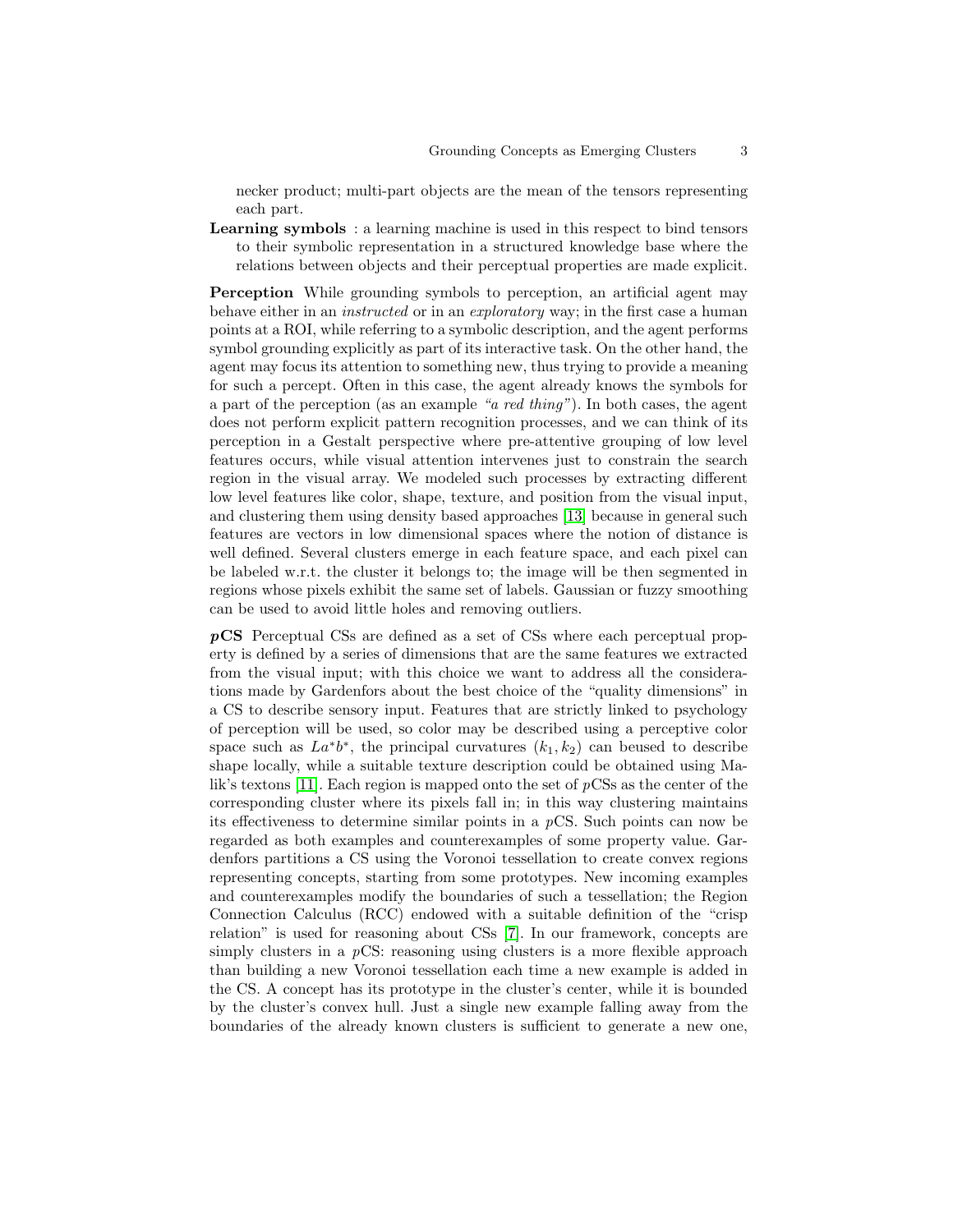necker product; multi-part objects are the mean of the tensors representing each part.

**Learning symbols** : a learning machine is used in this respect to bind tensors to their symbolic representation in a structured knowledge base where the relations between objects and their perceptual properties are made explicit.

**Perception** While grounding symbols to perception, an artificial agent may behave either in an *instructed* or in an *exploratory* way; in the first case a human points at a ROI, while referring to a symbolic description, and the agent performs symbol grounding explicitly as part of its interactive task. On the other hand, the agent may focus its attention to something new, thus trying to provide a meaning for such a percept. Often in this case, the agent already knows the symbols for a part of the perception (as an example *"a red thing"*). In both cases, the agent does not perform explicit pattern recognition processes, and we can think of its perception in a Gestalt perspective where pre-attentive grouping of low level features occurs, while visual attention intervenes just to constrain the search region in the visual array. We modeled such processes by extracting different low level features like color, shape, texture, and position from the visual input, and clustering them using density based approaches [13] because in general such features are vectors in low dimensional spaces where the notion of distance is well defined. Several clusters emerge in each feature space, and each pixel can be labeled w.r.t. the cluster it belongs to; the image will be then segmented in regions whose pixels exhibit the same set of labels. Gaussian or fuzzy smoothing can be used to avoid little holes and removing outliers.

***p*CS** Perceptual CSs are defined as a set of CSs where each perceptual property is defined by a series of dimensions that are the same features we extracted from the visual input; with this choice we want to address all the considerations made by Gardenfors about the best choice of the "quality dimensions" in a CS to describe sensory input. Features that are strictly linked to psychology of perception will be used, so color may be described using a perceptive color space such as $La^*b^*$, the principal curvatures $(k_1, k_2)$ can beused to describe shape locally, while a suitable texture description could be obtained using Malik's textons [11]. Each region is mapped onto the set of $p$CSs as the center of the corresponding cluster where its pixels fall in; in this way clustering maintains its effectiveness to determine similar points in a $p$CS. Such points can now be regarded as both examples and counterexamples of some property value. Gardenfors partitions a CS using the Voronoi tessellation to create convex regions representing concepts, starting from some prototypes. New incoming examples and counterexamples modify the boundaries of such a tessellation; the Region Connection Calculus (RCC) endowed with a suitable definition of the "crisp relation" is used for reasoning about CSs [7]. In our framework, concepts are simply clusters in a $p$CS: reasoning using clusters is a more flexible approach than building a new Voronoi tessellation each time a new example is added in the CS. A concept has its prototype in the cluster's center, while it is bounded by the cluster's convex hull. Just a single new example falling away from the boundaries of the already known clusters is sufficient to generate a new one,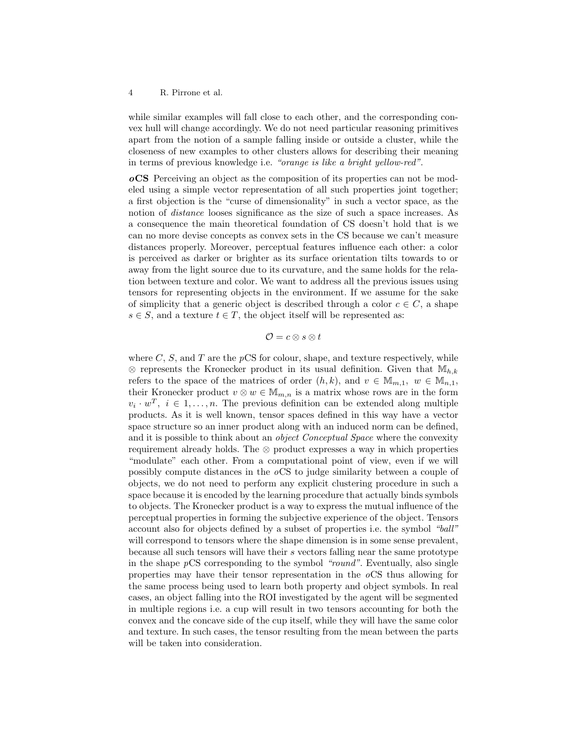while similar examples will fall close to each other, and the corresponding convex hull will change accordingly. We do not need particular reasoning primitives apart from the notion of a sample falling inside or outside a cluster, while the closeness of new examples to other clusters allows for describing their meaning in terms of previous knowledge i.e. *"orange is like a bright yellow-red"*.

***o*CS** Perceiving an object as the composition of its properties can not be modeled using a simple vector representation of all such properties joint together; a first objection is the "curse of dimensionality" in such a vector space, as the notion of *distance* looses significance as the size of such a space increases. As a consequence the main theoretical foundation of CS doesn't hold that is we can no more devise concepts as convex sets in the CS because we can't measure distances properly. Moreover, perceptual features influence each other: a color is perceived as darker or brighter as its surface orientation tilts towards to or away from the light source due to its curvature, and the same holds for the relation between texture and color. We want to address all the previous issues using tensors for representing objects in the environment. If we assume for the sake of simplicity that a generic object is described through a color $c \in C$, a shape $s \in S$, and a texture $t \in T$, the object itself will be represented as:

$$\mathcal{O} = c \otimes s \otimes t$$

where $C$, $S$, and $T$ are the $p$CS for colour, shape, and texture respectively, while $\otimes$ represents the Kronecker product in its usual definition. Given that $\mathbb{M}_{h,k}$ refers to the space of the matrices of order $(h, k)$, and $v \in \mathbb{M}_{m,1}$, $w \in \mathbb{M}_{n,1}$, their Kronecker product $v \otimes w \in \mathbb{M}_{m,n}$ is a matrix whose rows are in the form $v_i \cdot w^T$, $i \in 1, \ldots, n$. The previous definition can be extended along multiple products. As it is well known, tensor spaces defined in this way have a vector space structure so an inner product along with an induced norm can be defined, and it is possible to think about an *object Conceptual Space* where the convexity requirement already holds. The $\otimes$ product expresses a way in which properties "modulate" each other. From a computational point of view, even if we will possibly compute distances in the $o$CS to judge similarity between a couple of objects, we do not need to perform any explicit clustering procedure in such a space because it is encoded by the learning procedure that actually binds symbols to objects. The Kronecker product is a way to express the mutual influence of the perceptual properties in forming the subjective experience of the object. Tensors account also for objects defined by a subset of properties i.e. the symbol *"ball"* will correspond to tensors where the shape dimension is in some sense prevalent, because all such tensors will have their $s$ vectors falling near the same prototype in the shape $p$CS corresponding to the symbol *"round"*. Eventually, also single properties may have their tensor representation in the $o$CS thus allowing for the same process being used to learn both property and object symbols. In real cases, an object falling into the ROI investigated by the agent will be segmented in multiple regions i.e. a cup will result in two tensors accounting for both the convex and the concave side of the cup itself, while they will have the same color and texture. In such cases, the tensor resulting from the mean between the parts will be taken into consideration.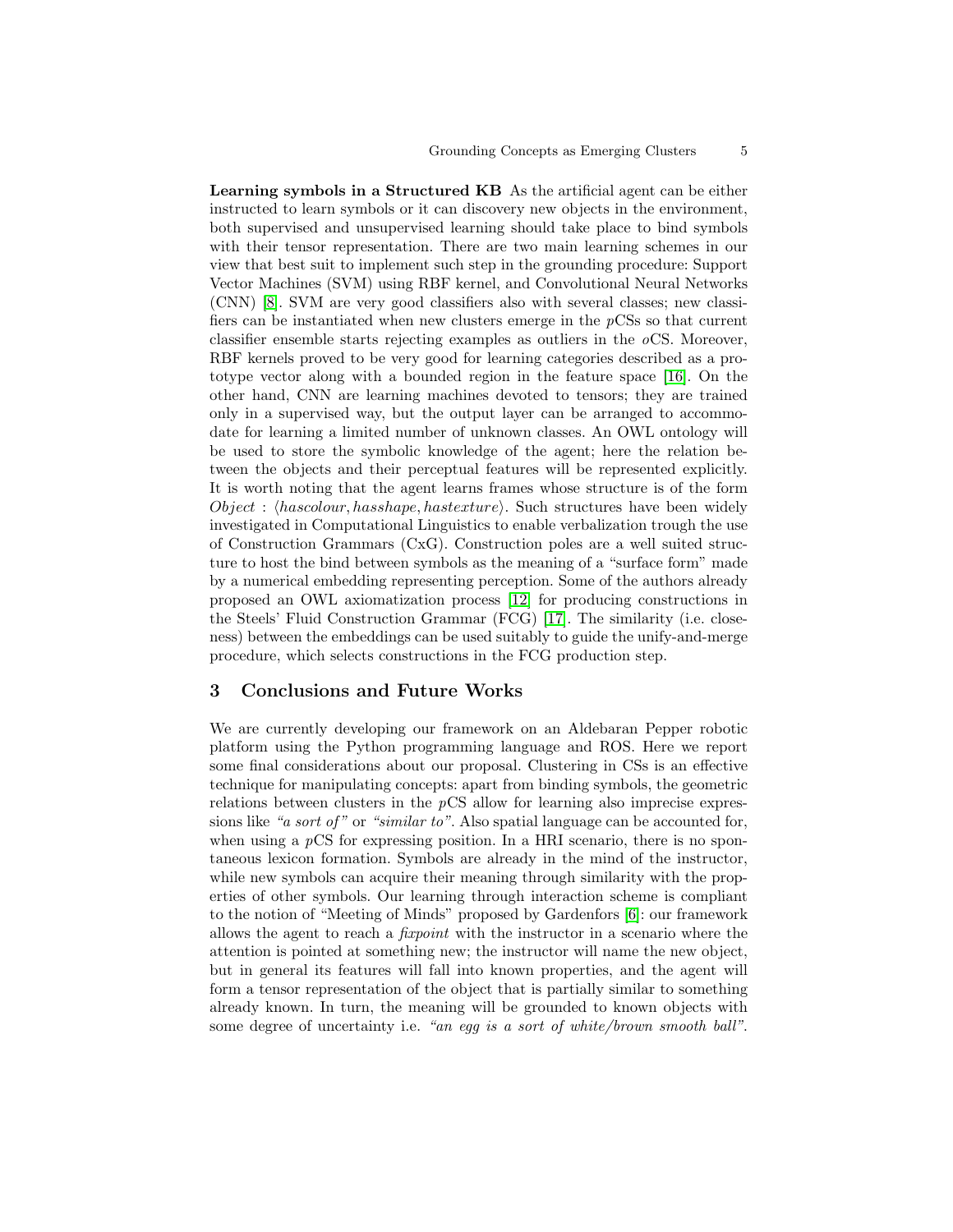**Learning symbols in a Structured KB** As the artificial agent can be either instructed to learn symbols or it can discovery new objects in the environment, both supervised and unsupervised learning should take place to bind symbols with their tensor representation. There are two main learning schemes in our view that best suit to implement such step in the grounding procedure: Support Vector Machines (SVM) using RBF kernel, and Convolutional Neural Networks (CNN) [8]. SVM are very good classifiers also with several classes; new classifiers can be instantiated when new clusters emerge in the $p$CSs so that current classifier ensemble starts rejecting examples as outliers in the $o$CS. Moreover, RBF kernels proved to be very good for learning categories described as a prototype vector along with a bounded region in the feature space [16]. On the other hand, CNN are learning machines devoted to tensors; they are trained only in a supervised way, but the output layer can be arranged to accommodate for learning a limited number of unknown classes. An OWL ontology will be used to store the symbolic knowledge of the agent; here the relation between the objects and their perceptual features will be represented explicitly. It is worth noting that the agent learns frames whose structure is of the form $Object : \langle hascolour, hasshape, hastexture \rangle$. Such structures have been widely investigated in Computational Linguistics to enable verbalization trough the use of Construction Grammars (CxG). Construction poles are a well suited structure to host the bind between symbols as the meaning of a "surface form" made by a numerical embedding representing perception. Some of the authors already proposed an OWL axiomatization process [12] for producing constructions in the Steels' Fluid Construction Grammar (FCG) [17]. The similarity (i.e. closeness) between the embeddings can be used suitably to guide the unify-and-merge procedure, which selects constructions in the FCG production step.

## 3 Conclusions and Future Works

We are currently developing our framework on an Aldebaran Pepper robotic platform using the Python programming language and ROS. Here we report some final considerations about our proposal. Clustering in CSs is an effective technique for manipulating concepts: apart from binding symbols, the geometric relations between clusters in the $p$CS allow for learning also imprecise expressions like *"a sort of"* or *"similar to"*. Also spatial language can be accounted for, when using a $p$CS for expressing position. In a HRI scenario, there is no spontaneous lexicon formation. Symbols are already in the mind of the instructor, while new symbols can acquire their meaning through similarity with the properties of other symbols. Our learning through interaction scheme is compliant to the notion of "Meeting of Minds" proposed by Gardenfors [6]: our framework allows the agent to reach a *fixpoint* with the instructor in a scenario where the attention is pointed at something new; the instructor will name the new object, but in general its features will fall into known properties, and the agent will form a tensor representation of the object that is partially similar to something already known. In turn, the meaning will be grounded to known objects with some degree of uncertainty i.e. *"an egg is a sort of white/brown smooth ball"*.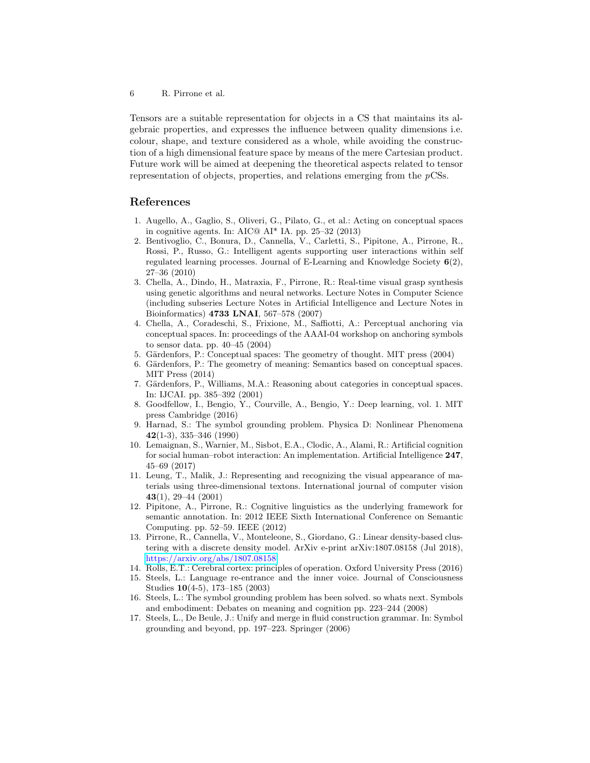Tensors are a suitable representation for objects in a CS that maintains its algebraic properties, and expresses the influence between quality dimensions i.e. colour, shape, and texture considered as a whole, while avoiding the construction of a high dimensional feature space by means of the mere Cartesian product. Future work will be aimed at deepening the theoretical aspects related to tensor representation of objects, properties, and relations emerging from the *p*CSs.

## References

1. Augello, A., Gaglio, S., Oliveri, G., Pilato, G., et al.: Acting on conceptual spaces in cognitive agents. In: AIC@ AI* IA. pp. 25–32 (2013)
2. Bentivoglio, C., Bonura, D., Cannella, V., Carletti, S., Pipitone, A., Pirrone, R., Rossi, P., Russo, G.: Intelligent agents supporting user interactions within self regulated learning processes. Journal of E-Learning and Knowledge Society **6**(2), 27–36 (2010)
3. Chella, A., Dindo, H., Matraxia, F., Pirrone, R.: Real-time visual grasp synthesis using genetic algorithms and neural networks. Lecture Notes in Computer Science (including subseries Lecture Notes in Artificial Intelligence and Lecture Notes in Bioinformatics) **4733 LNAI**, 567–578 (2007)
4. Chella, A., Coradeschi, S., Frixione, M., Saffiotti, A.: Perceptual anchoring via conceptual spaces. In: proceedings of the AAAI-04 workshop on anchoring symbols to sensor data. pp. 40–45 (2004)
5. Gärdenfors, P.: Conceptual spaces: The geometry of thought. MIT press (2004)
6. Gärdenfors, P.: The geometry of meaning: Semantics based on conceptual spaces. MIT Press (2014)
7. Gärdenfors, P., Williams, M.A.: Reasoning about categories in conceptual spaces. In: IJCAI. pp. 385–392 (2001)
8. Goodfellow, I., Bengio, Y., Courville, A., Bengio, Y.: Deep learning, vol. 1. MIT press Cambridge (2016)
9. Harnad, S.: The symbol grounding problem. Physica D: Nonlinear Phenomena **42**(1-3), 335–346 (1990)
10. Lemaignan, S., Warnier, M., Sisbot, E.A., Clodic, A., Alami, R.: Artificial cognition for social human–robot interaction: An implementation. Artificial Intelligence **247**, 45–69 (2017)
11. Leung, T., Malik, J.: Representing and recognizing the visual appearance of materials using three-dimensional textons. International journal of computer vision **43**(1), 29–44 (2001)
12. Pipitone, A., Pirrone, R.: Cognitive linguistics as the underlying framework for semantic annotation. In: 2012 IEEE Sixth International Conference on Semantic Computing. pp. 52–59. IEEE (2012)
13. Pirrone, R., Cannella, V., Monteleone, S., Giordano, G.: Linear density-based clustering with a discrete density model. ArXiv e-print arXiv:1807.08158 (Jul 2018), https://arxiv.org/abs/1807.08158
14. Rolls, E.T.: Cerebral cortex: principles of operation. Oxford University Press (2016)
15. Steels, L.: Language re-entrance and the inner voice. Journal of Consciousness Studies **10**(4-5), 173–185 (2003)
16. Steels, L.: The symbol grounding problem has been solved. so whats next. Symbols and embodiment: Debates on meaning and cognition pp. 223–244 (2008)
17. Steels, L., De Beule, J.: Unify and merge in fluid construction grammar. In: Symbol grounding and beyond, pp. 197–223. Springer (2006)